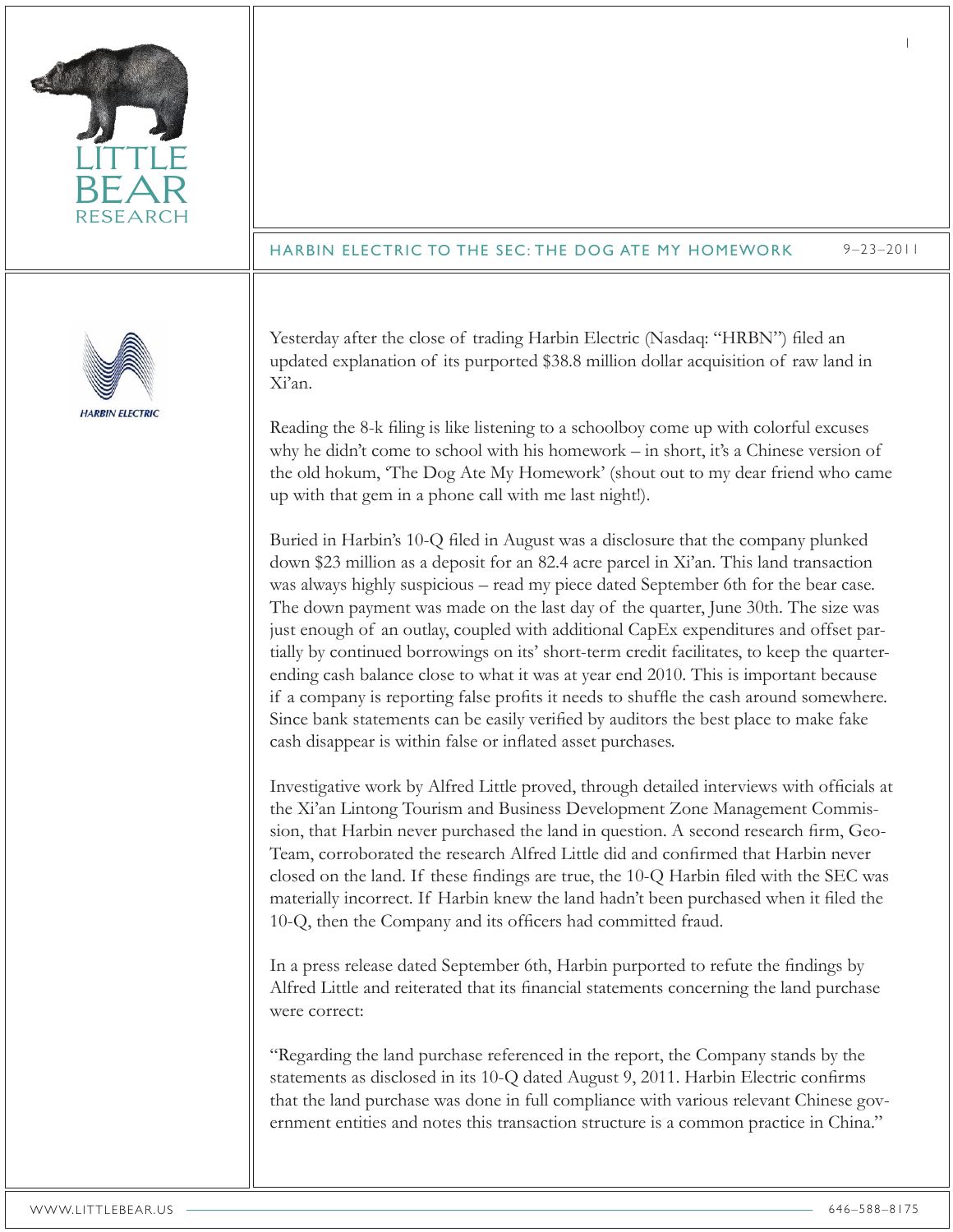# HARBIN ELECTRIC TO THE SEC: THE DOG ATE MY HOMEWORK

9–23–2011

Yesterday after the close of trading Harbin Electric (Nasdaq: "HRBN") filed an updated explanation of its purported $38.8 million dollar acquisition of raw land in Xi'an.

Reading the 8-k filing is like listening to a schoolboy come up with colorful excuses why he didn't come to school with his homework – in short, it's a Chinese version of the old hokum, 'The Dog Ate My Homework' (shout out to my dear friend who came up with that gem in a phone call with me last night!).

Buried in Harbin's 10-Q filed in August was a disclosure that the company plunked down $23 million as a deposit for an 82.4 acre parcel in Xi'an. This land transaction was always highly suspicious – read my piece dated September 6th for the bear case. The down payment was made on the last day of the quarter, June 30th. The size was just enough of an outlay, coupled with additional CapEx expenditures and offset partially by continued borrowings on its' short-term credit facilitates, to keep the quarter-ending cash balance close to what it was at year end 2010. This is important because if a company is reporting false profits it needs to shuffle the cash around somewhere. Since bank statements can be easily verified by auditors the best place to make fake cash disappear is within false or inflated asset purchases.

Investigative work by Alfred Little proved, through detailed interviews with officials at the Xi'an Lintong Tourism and Business Development Zone Management Commission, that Harbin never purchased the land in question. A second research firm, Geo-Team, corroborated the research Alfred Little did and confirmed that Harbin never closed on the land. If these findings are true, the 10-Q Harbin filed with the SEC was materially incorrect. If Harbin knew the land hadn't been purchased when it filed the 10-Q, then the Company and its officers had committed fraud.

In a press release dated September 6th, Harbin purported to refute the findings by Alfred Little and reiterated that its financial statements concerning the land purchase were correct:

"Regarding the land purchase referenced in the report, the Company stands by the statements as disclosed in its 10-Q dated August 9, 2011. Harbin Electric confirms that the land purchase was done in full compliance with various relevant Chinese government entities and notes this transaction structure is a common practice in China."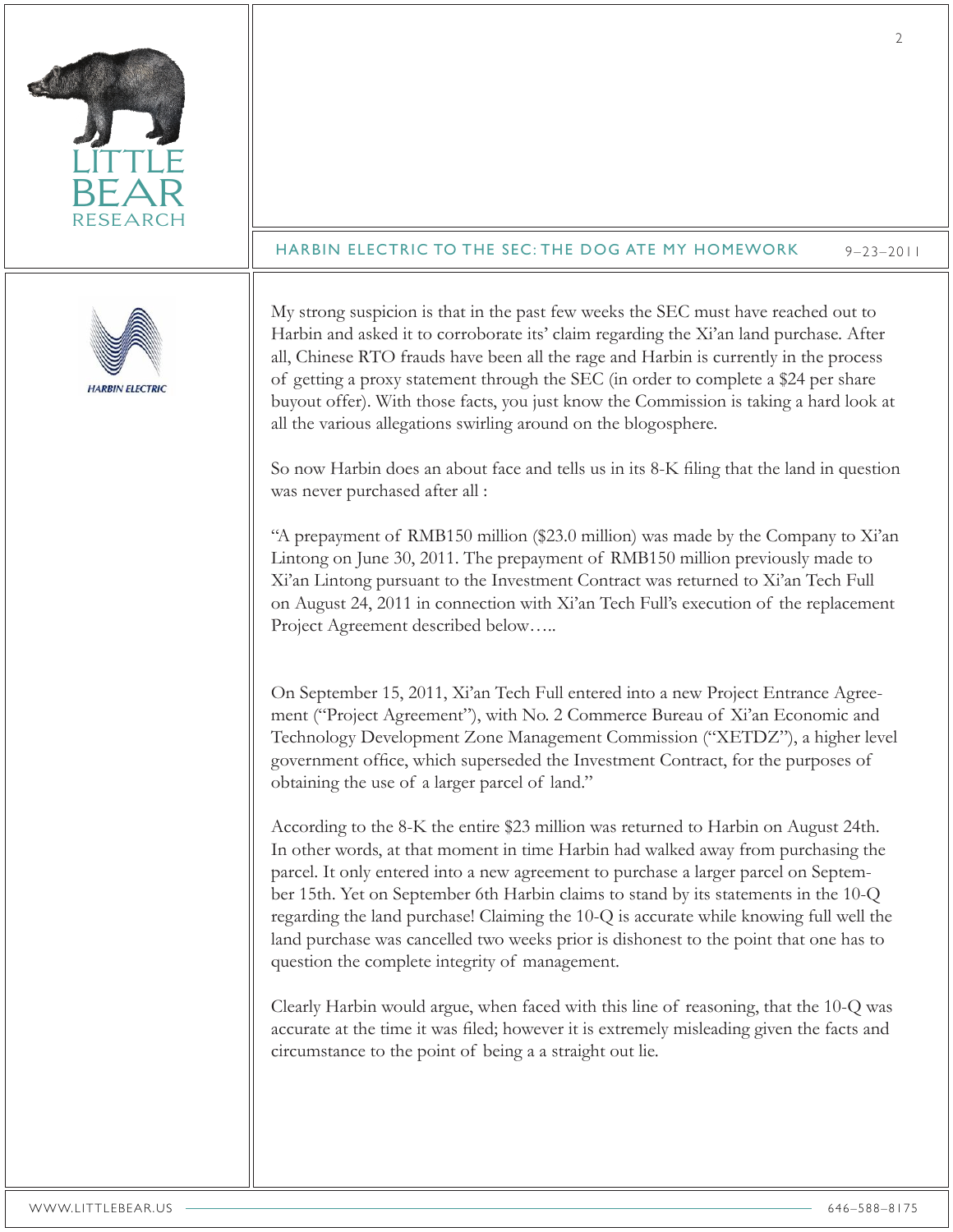My strong suspicion is that in the past few weeks the SEC must have reached out to Harbin and asked it to corroborate its' claim regarding the Xi'an land purchase. After all, Chinese RTO frauds have been all the rage and Harbin is currently in the process of getting a proxy statement through the SEC (in order to complete a $24 per share buyout offer). With those facts, you just know the Commission is taking a hard look at all the various allegations swirling around on the blogosphere.

So now Harbin does an about face and tells us in its 8-K filing that the land in question was never purchased after all :

"A prepayment of RMB150 million ($23.0 million) was made by the Company to Xi'an Lintong on June 30, 2011. The prepayment of RMB150 million previously made to Xi'an Lintong pursuant to the Investment Contract was returned to Xi'an Tech Full on August 24, 2011 in connection with Xi'an Tech Full's execution of the replacement Project Agreement described below…..

On September 15, 2011, Xi'an Tech Full entered into a new Project Entrance Agreement ("Project Agreement"), with No. 2 Commerce Bureau of Xi'an Economic and Technology Development Zone Management Commission ("XETDZ"), a higher level government office, which superseded the Investment Contract, for the purposes of obtaining the use of a larger parcel of land."

According to the 8-K the entire $23 million was returned to Harbin on August 24th. In other words, at that moment in time Harbin had walked away from purchasing the parcel. It only entered into a new agreement to purchase a larger parcel on September 15th. Yet on September 6th Harbin claims to stand by its statements in the 10-Q regarding the land purchase! Claiming the 10-Q is accurate while knowing full well the land purchase was cancelled two weeks prior is dishonest to the point that one has to question the complete integrity of management.

Clearly Harbin would argue, when faced with this line of reasoning, that the 10-Q was accurate at the time it was filed; however it is extremely misleading given the facts and circumstance to the point of being a a straight out lie.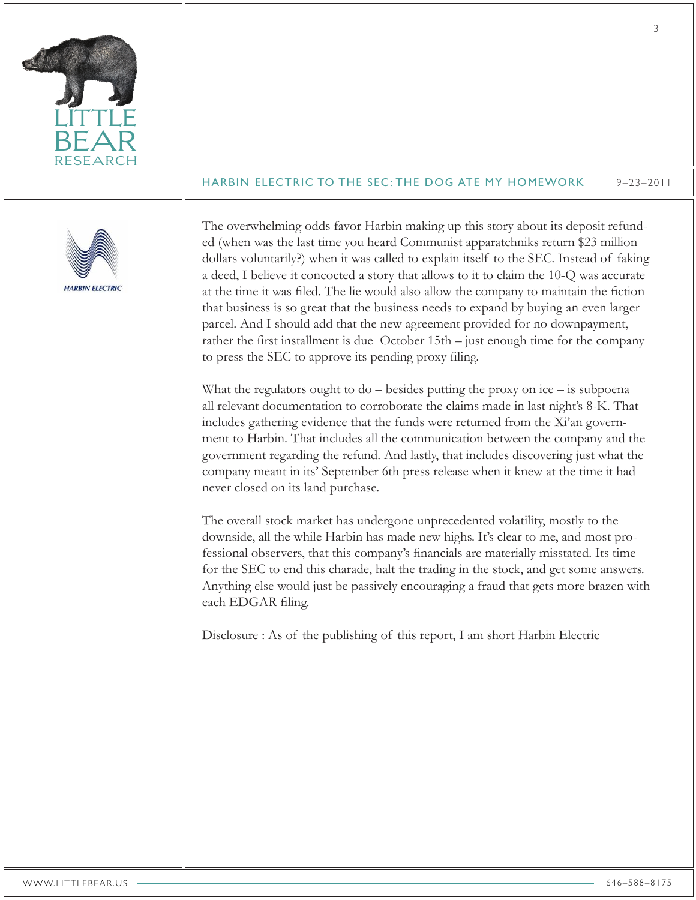The overwhelming odds favor Harbin making up this story about its deposit refunded (when was the last time you heard Communist apparatchniks return $23 million dollars voluntarily?) when it was called to explain itself to the SEC. Instead of faking a deed, I believe it concocted a story that allows to it to claim the 10-Q was accurate at the time it was filed. The lie would also allow the company to maintain the fiction that business is so great that the business needs to expand by buying an even larger parcel. And I should add that the new agreement provided for no downpayment, rather the first installment is due October 15th – just enough time for the company to press the SEC to approve its pending proxy filing.

What the regulators ought to do – besides putting the proxy on ice – is subpoena all relevant documentation to corroborate the claims made in last night's 8-K. That includes gathering evidence that the funds were returned from the Xi'an government to Harbin. That includes all the communication between the company and the government regarding the refund. And lastly, that includes discovering just what the company meant in its' September 6th press release when it knew at the time it had never closed on its land purchase.

The overall stock market has undergone unprecedented volatility, mostly to the downside, all the while Harbin has made new highs. It's clear to me, and most professional observers, that this company's financials are materially misstated. Its time for the SEC to end this charade, halt the trading in the stock, and get some answers. Anything else would just be passively encouraging a fraud that gets more brazen with each EDGAR filing.

Disclosure : As of the publishing of this report, I am short Harbin Electric